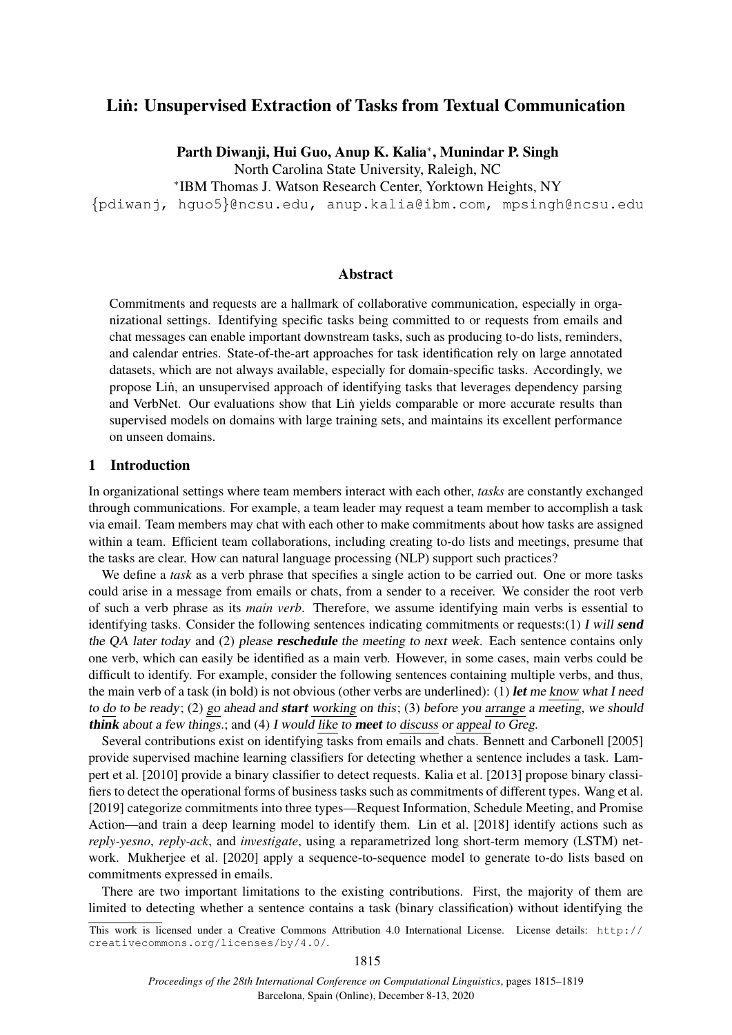# Liṅ: Unsupervised Extraction of Tasks from Textual Communication

**Parth Diwanji, Hui Guo, Anup K. Kalia*, Munindar P. Singh**

North Carolina State University, Raleigh, NC

*IBM Thomas J. Watson Research Center, Yorktown Heights, NY

{pdiwanj, hguo5}@ncsu.edu, anup.kalia@ibm.com, mpsingh@ncsu.edu

## Abstract

Commitments and requests are a hallmark of collaborative communication, especially in organizational settings. Identifying specific tasks being committed to or requests from emails and chat messages can enable important downstream tasks, such as producing to-do lists, reminders, and calendar entries. State-of-the-art approaches for task identification rely on large annotated datasets, which are not always available, especially for domain-specific tasks. Accordingly, we propose Liṅ, an unsupervised approach of identifying tasks that leverages dependency parsing and VerbNet. Our evaluations show that Liṅ yields comparable or more accurate results than supervised models on domains with large training sets, and maintains its excellent performance on unseen domains.

## 1 Introduction

In organizational settings where team members interact with each other, *tasks* are constantly exchanged through communications. For example, a team leader may request a team member to accomplish a task via email. Team members may chat with each other to make commitments about how tasks are assigned within a team. Efficient team collaborations, including creating to-do lists and meetings, presume that the tasks are clear. How can natural language processing (NLP) support such practices?

We define a *task* as a verb phrase that specifies a single action to be carried out. One or more tasks could arise in a message from emails or chats, from a sender to a receiver. We consider the root verb of such a verb phrase as its *main verb*. Therefore, we assume identifying main verbs is essential to identifying tasks. Consider the following sentences indicating commitments or requests:(1) *I will* ***send*** *the QA later today* and (2) *please* ***reschedule*** *the meeting to next week*. Each sentence contains only one verb, which can easily be identified as a main verb. However, in some cases, main verbs could be difficult to identify. For example, consider the following sentences containing multiple verbs, and thus, the main verb of a task (in bold) is not obvious (other verbs are underlined): (1) ***let*** *me* <u>*know*</u> *what I need to* <u>*do*</u> *to be ready*; (2) <u>*go*</u> *ahead and* ***start*** <u>*working*</u> *on this*; (3) *before you* <u>*arrange*</u> *a meeting, we should* ***think*** *about a few things.*; and (4) *I would* <u>*like*</u> *to* ***meet*** *to* <u>*discuss*</u> *or* <u>*appeal*</u> *to Greg.*

Several contributions exist on identifying tasks from emails and chats. Bennett and Carbonell [2005] provide supervised machine learning classifiers for detecting whether a sentence includes a task. Lampert et al. [2010] provide a binary classifier to detect requests. Kalia et al. [2013] propose binary classifiers to detect the operational forms of business tasks such as commitments of different types. Wang et al. [2019] categorize commitments into three types—Request Information, Schedule Meeting, and Promise Action—and train a deep learning model to identify them. Lin et al. [2018] identify actions such as *reply-yesno*, *reply-ack*, and *investigate*, using a reparametrized long short-term memory (LSTM) network. Mukherjee et al. [2020] apply a sequence-to-sequence model to generate to-do lists based on commitments expressed in emails.

There are two important limitations to the existing contributions. First, the majority of them are limited to detecting whether a sentence contains a task (binary classification) without identifying the

This work is licensed under a Creative Commons Attribution 4.0 International License. License details: http://creativecommons.org/licenses/by/4.0/.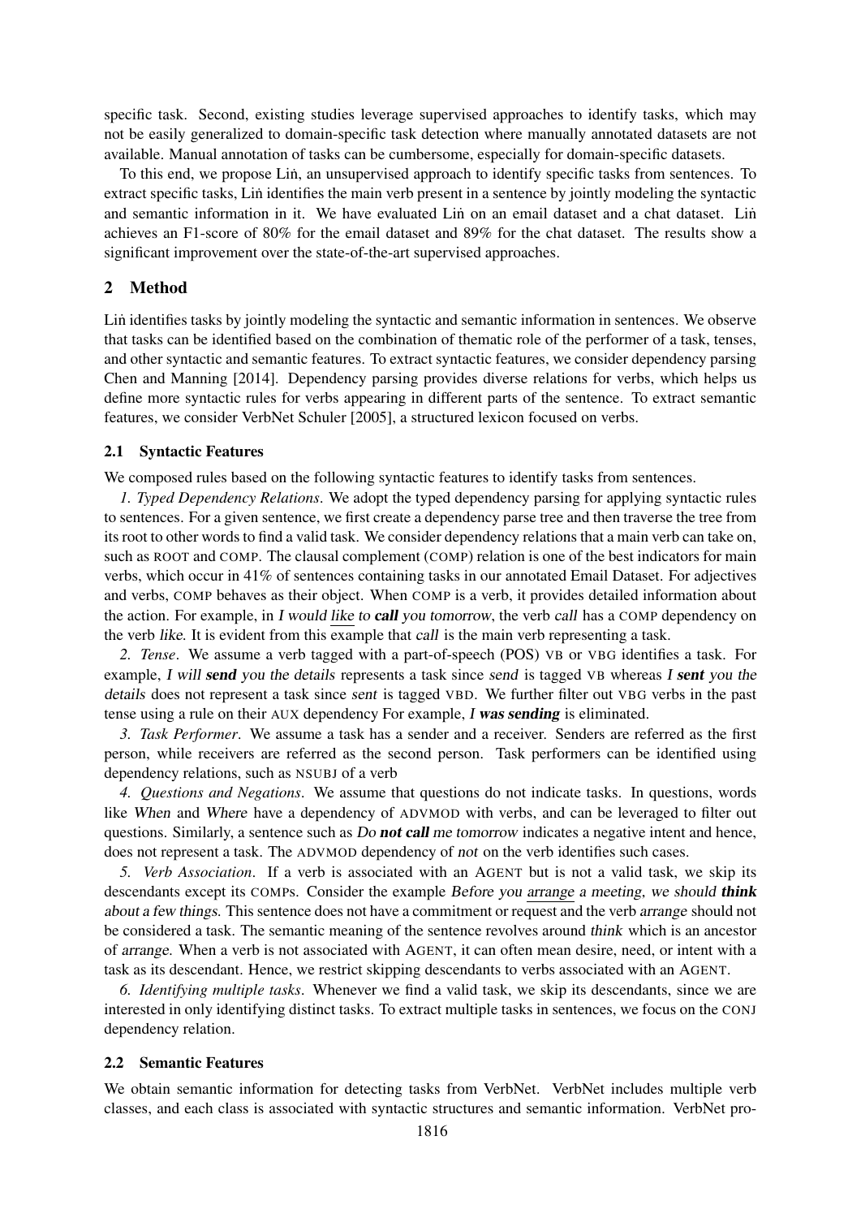specific task. Second, existing studies leverage supervised approaches to identify tasks, which may not be easily generalized to domain-specific task detection where manually annotated datasets are not available. Manual annotation of tasks can be cumbersome, especially for domain-specific datasets.

To this end, we propose Liṅ, an unsupervised approach to identify specific tasks from sentences. To extract specific tasks, Liṅ identifies the main verb present in a sentence by jointly modeling the syntactic and semantic information in it. We have evaluated Liṅ on an email dataset and a chat dataset. Liṅ achieves an F1-score of 80% for the email dataset and 89% for the chat dataset. The results show a significant improvement over the state-of-the-art supervised approaches.

## 2 Method

Liṅ identifies tasks by jointly modeling the syntactic and semantic information in sentences. We observe that tasks can be identified based on the combination of thematic role of the performer of a task, tenses, and other syntactic and semantic features. To extract syntactic features, we consider dependency parsing Chen and Manning [2014]. Dependency parsing provides diverse relations for verbs, which helps us define more syntactic rules for verbs appearing in different parts of the sentence. To extract semantic features, we consider VerbNet Schuler [2005], a structured lexicon focused on verbs.

### 2.1 Syntactic Features

We composed rules based on the following syntactic features to identify tasks from sentences.

*1. Typed Dependency Relations*. We adopt the typed dependency parsing for applying syntactic rules to sentences. For a given sentence, we first create a dependency parse tree and then traverse the tree from its root to other words to find a valid task. We consider dependency relations that a main verb can take on, such as ROOT and COMP. The clausal complement (COMP) relation is one of the best indicators for main verbs, which occur in 41% of sentences containing tasks in our annotated Email Dataset. For adjectives and verbs, COMP behaves as their object. When COMP is a verb, it provides detailed information about the action. For example, in *I would like to **call** you tomorrow*, the verb *call* has a COMP dependency on the verb *like*. It is evident from this example that *call* is the main verb representing a task.

*2. Tense*. We assume a verb tagged with a part-of-speech (POS) VB or VBG identifies a task. For example, *I will **send** you the details* represents a task since *send* is tagged VB whereas *I **sent** you the details* does not represent a task since *sent* is tagged VBD. We further filter out VBG verbs in the past tense using a rule on their AUX dependency For example, *I **was sending*** is eliminated.

*3. Task Performer*. We assume a task has a sender and a receiver. Senders are referred as the first person, while receivers are referred as the second person. Task performers can be identified using dependency relations, such as NSUBJ of a verb

*4. Questions and Negations*. We assume that questions do not indicate tasks. In questions, words like *When* and *Where* have a dependency of ADVMOD with verbs, and can be leveraged to filter out questions. Similarly, a sentence such as *Do **not call** me tomorrow* indicates a negative intent and hence, does not represent a task. The ADVMOD dependency of *not* on the verb identifies such cases.

*5. Verb Association*. If a verb is associated with an AGENT but is not a valid task, we skip its descendants except its COMPs. Consider the example *Before you arrange a meeting, we should **think** about a few things.* This sentence does not have a commitment or request and the verb *arrange* should not be considered a task. The semantic meaning of the sentence revolves around *think* which is an ancestor of *arrange*. When a verb is not associated with AGENT, it can often mean desire, need, or intent with a task as its descendant. Hence, we restrict skipping descendants to verbs associated with an AGENT.

*6. Identifying multiple tasks*. Whenever we find a valid task, we skip its descendants, since we are interested in only identifying distinct tasks. To extract multiple tasks in sentences, we focus on the CONJ dependency relation.

### 2.2 Semantic Features

We obtain semantic information for detecting tasks from VerbNet. VerbNet includes multiple verb classes, and each class is associated with syntactic structures and semantic information. VerbNet pro-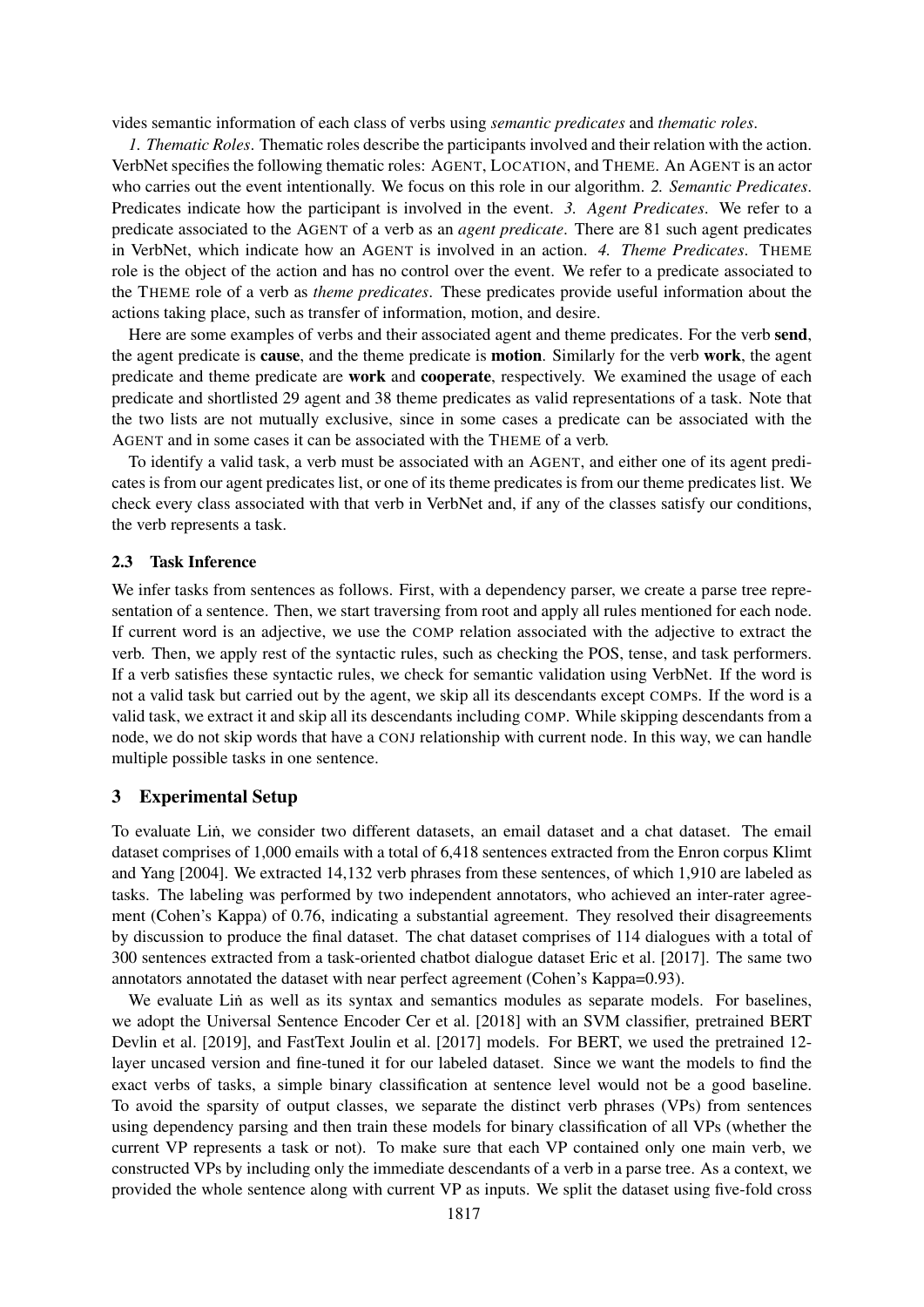vides semantic information of each class of verbs using *semantic predicates* and *thematic roles*.

*1. Thematic Roles*. Thematic roles describe the participants involved and their relation with the action. VerbNet specifies the following thematic roles: AGENT, LOCATION, and THEME. An AGENT is an actor who carries out the event intentionally. We focus on this role in our algorithm. *2. Semantic Predicates*. Predicates indicate how the participant is involved in the event. *3. Agent Predicates*. We refer to a predicate associated to the AGENT of a verb as an *agent predicate*. There are 81 such agent predicates in VerbNet, which indicate how an AGENT is involved in an action. *4. Theme Predicates*. THEME role is the object of the action and has no control over the event. We refer to a predicate associated to the THEME role of a verb as *theme predicates*. These predicates provide useful information about the actions taking place, such as transfer of information, motion, and desire.

Here are some examples of verbs and their associated agent and theme predicates. For the verb **send**, the agent predicate is **cause**, and the theme predicate is **motion**. Similarly for the verb **work**, the agent predicate and theme predicate are **work** and **cooperate**, respectively. We examined the usage of each predicate and shortlisted 29 agent and 38 theme predicates as valid representations of a task. Note that the two lists are not mutually exclusive, since in some cases a predicate can be associated with the AGENT and in some cases it can be associated with the THEME of a verb.

To identify a valid task, a verb must be associated with an AGENT, and either one of its agent predicates is from our agent predicates list, or one of its theme predicates is from our theme predicates list. We check every class associated with that verb in VerbNet and, if any of the classes satisfy our conditions, the verb represents a task.

### 2.3 Task Inference

We infer tasks from sentences as follows. First, with a dependency parser, we create a parse tree representation of a sentence. Then, we start traversing from root and apply all rules mentioned for each node. If current word is an adjective, we use the COMP relation associated with the adjective to extract the verb. Then, we apply rest of the syntactic rules, such as checking the POS, tense, and task performers. If a verb satisfies these syntactic rules, we check for semantic validation using VerbNet. If the word is not a valid task but carried out by the agent, we skip all its descendants except COMPs. If the word is a valid task, we extract it and skip all its descendants including COMP. While skipping descendants from a node, we do not skip words that have a CONJ relationship with current node. In this way, we can handle multiple possible tasks in one sentence.

## 3 Experimental Setup

To evaluate Liṅ, we consider two different datasets, an email dataset and a chat dataset. The email dataset comprises of 1,000 emails with a total of 6,418 sentences extracted from the Enron corpus Klimt and Yang [2004]. We extracted 14,132 verb phrases from these sentences, of which 1,910 are labeled as tasks. The labeling was performed by two independent annotators, who achieved an inter-rater agreement (Cohen's Kappa) of 0.76, indicating a substantial agreement. They resolved their disagreements by discussion to produce the final dataset. The chat dataset comprises of 114 dialogues with a total of 300 sentences extracted from a task-oriented chatbot dialogue dataset Eric et al. [2017]. The same two annotators annotated the dataset with near perfect agreement (Cohen's Kappa=0.93).

We evaluate Liṅ as well as its syntax and semantics modules as separate models. For baselines, we adopt the Universal Sentence Encoder Cer et al. [2018] with an SVM classifier, pretrained BERT Devlin et al. [2019], and FastText Joulin et al. [2017] models. For BERT, we used the pretrained 12-layer uncased version and fine-tuned it for our labeled dataset. Since we want the models to find the exact verbs of tasks, a simple binary classification at sentence level would not be a good baseline. To avoid the sparsity of output classes, we separate the distinct verb phrases (VPs) from sentences using dependency parsing and then train these models for binary classification of all VPs (whether the current VP represents a task or not). To make sure that each VP contained only one main verb, we constructed VPs by including only the immediate descendants of a verb in a parse tree. As a context, we provided the whole sentence along with current VP as inputs. We split the dataset using five-fold cross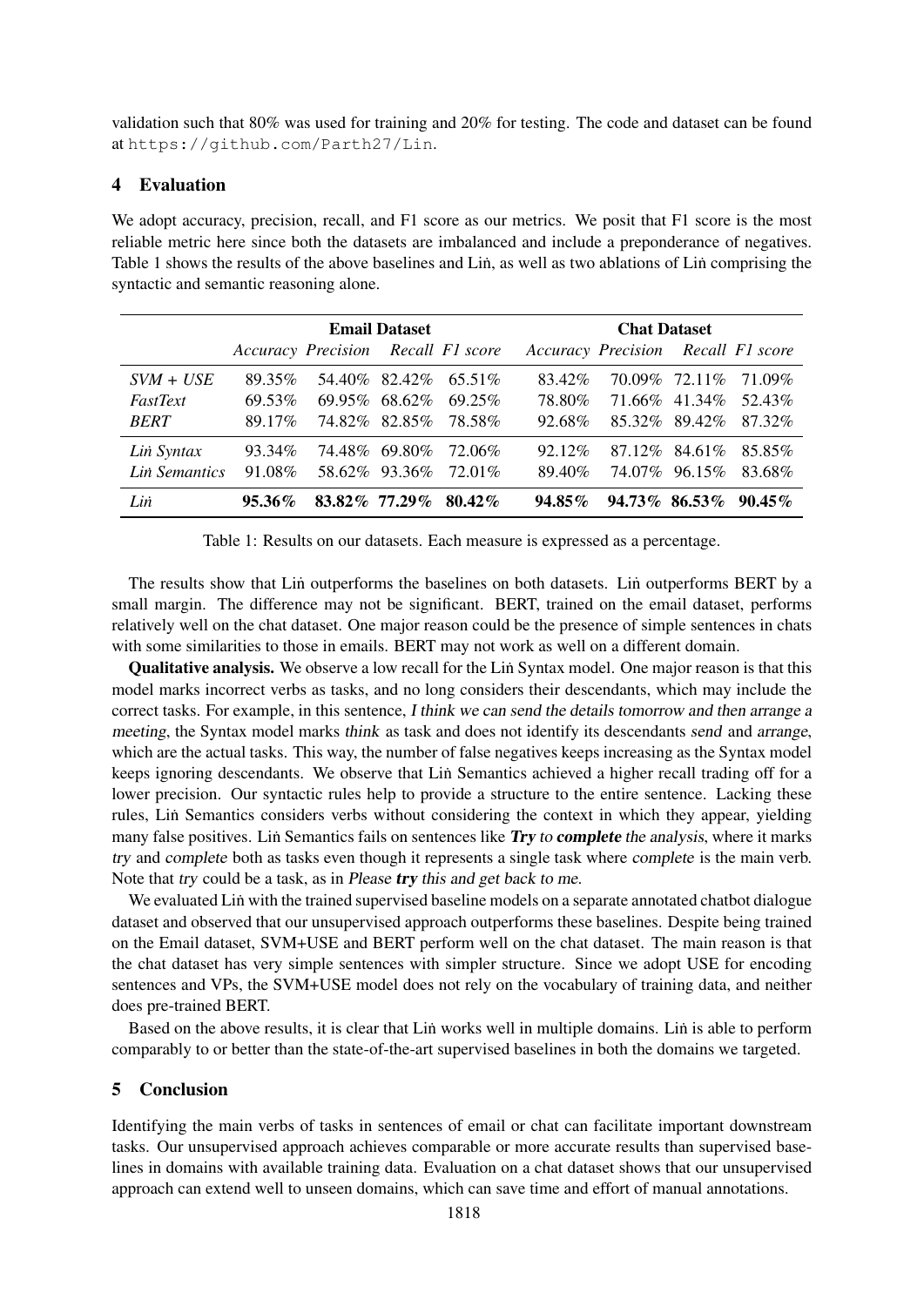validation such that 80% was used for training and 20% for testing. The code and dataset can be found at https://github.com/Parth27/Lin.

## 4 Evaluation

We adopt accuracy, precision, recall, and F1 score as our metrics. We posit that F1 score is the most reliable metric here since both the datasets are imbalanced and include a preponderance of negatives. Table 1 shows the results of the above baselines and Liṅ, as well as two ablations of Liṅ comprising the syntactic and semantic reasoning alone.

| | Email Dataset | | | | Chat Dataset | | | |
|---|---|---|---|---|---|---|---|---|
| | *Accuracy* | *Precision* | *Recall* | *F1 score* | *Accuracy* | *Precision* | *Recall* | *F1 score* |
| *SVM + USE* | 89.35% | 54.40% | 82.42% | 65.51% | 83.42% | 70.09% | 72.11% | 71.09% |
| *FastText* | 69.53% | 69.95% | 68.62% | 69.25% | 78.80% | 71.66% | 41.34% | 52.43% |
| *BERT* | 89.17% | 74.82% | 82.85% | 78.58% | 92.68% | 85.32% | 89.42% | 87.32% |
| *Liṅ Syntax* | 93.34% | 74.48% | 69.80% | 72.06% | 92.12% | 87.12% | 84.61% | 85.85% |
| *Liṅ Semantics* | 91.08% | 58.62% | 93.36% | 72.01% | 89.40% | 74.07% | 96.15% | 83.68% |
| *Liṅ* | **95.36%** | **83.82%** | **77.29%** | **80.42%** | **94.85%** | **94.73%** | **86.53%** | **90.45%** |

Table 1: Results on our datasets. Each measure is expressed as a percentage.

The results show that Liṅ outperforms the baselines on both datasets. Liṅ outperforms BERT by a small margin. The difference may not be significant. BERT, trained on the email dataset, performs relatively well on the chat dataset. One major reason could be the presence of simple sentences in chats with some similarities to those in emails. BERT may not work as well on a different domain.

**Qualitative analysis.** We observe a low recall for the Liṅ Syntax model. One major reason is that this model marks incorrect verbs as tasks, and no long considers their descendants, which may include the correct tasks. For example, in this sentence, *I think we can send the details tomorrow and then arrange a meeting*, the Syntax model marks *think* as task and does not identify its descendants *send* and *arrange*, which are the actual tasks. This way, the number of false negatives keeps increasing as the Syntax model keeps ignoring descendants. We observe that Liṅ Semantics achieved a higher recall trading off for a lower precision. Our syntactic rules help to provide a structure to the entire sentence. Lacking these rules, Liṅ Semantics considers verbs without considering the context in which they appear, yielding many false positives. Liṅ Semantics fails on sentences like ***Try** to **complete** the analysis*, where it marks *try* and *complete* both as tasks even though it represents a single task where *complete* is the main verb. Note that *try* could be a task, as in *Please **try** this and get back to me*.

We evaluated Liṅ with the trained supervised baseline models on a separate annotated chatbot dialogue dataset and observed that our unsupervised approach outperforms these baselines. Despite being trained on the Email dataset, SVM+USE and BERT perform well on the chat dataset. The main reason is that the chat dataset has very simple sentences with simpler structure. Since we adopt USE for encoding sentences and VPs, the SVM+USE model does not rely on the vocabulary of training data, and neither does pre-trained BERT.

Based on the above results, it is clear that Liṅ works well in multiple domains. Liṅ is able to perform comparably to or better than the state-of-the-art supervised baselines in both the domains we targeted.

## 5 Conclusion

Identifying the main verbs of tasks in sentences of email or chat can facilitate important downstream tasks. Our unsupervised approach achieves comparable or more accurate results than supervised baselines in domains with available training data. Evaluation on a chat dataset shows that our unsupervised approach can extend well to unseen domains, which can save time and effort of manual annotations.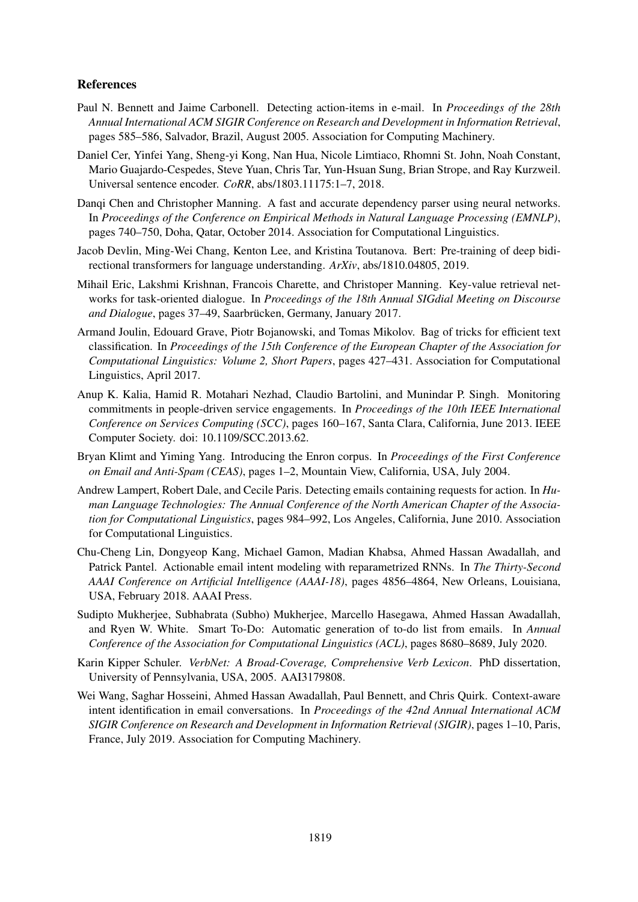## References

Paul N. Bennett and Jaime Carbonell. Detecting action-items in e-mail. In *Proceedings of the 28th Annual International ACM SIGIR Conference on Research and Development in Information Retrieval*, pages 585–586, Salvador, Brazil, August 2005. Association for Computing Machinery.

Daniel Cer, Yinfei Yang, Sheng-yi Kong, Nan Hua, Nicole Limtiaco, Rhomni St. John, Noah Constant, Mario Guajardo-Cespedes, Steve Yuan, Chris Tar, Yun-Hsuan Sung, Brian Strope, and Ray Kurzweil. Universal sentence encoder. *CoRR*, abs/1803.11175:1–7, 2018.

Danqi Chen and Christopher Manning. A fast and accurate dependency parser using neural networks. In *Proceedings of the Conference on Empirical Methods in Natural Language Processing (EMNLP)*, pages 740–750, Doha, Qatar, October 2014. Association for Computational Linguistics.

Jacob Devlin, Ming-Wei Chang, Kenton Lee, and Kristina Toutanova. Bert: Pre-training of deep bidirectional transformers for language understanding. *ArXiv*, abs/1810.04805, 2019.

Mihail Eric, Lakshmi Krishnan, Francois Charette, and Christoper Manning. Key-value retrieval networks for task-oriented dialogue. In *Proceedings of the 18th Annual SIGdial Meeting on Discourse and Dialogue*, pages 37–49, Saarbrücken, Germany, January 2017.

Armand Joulin, Edouard Grave, Piotr Bojanowski, and Tomas Mikolov. Bag of tricks for efficient text classification. In *Proceedings of the 15th Conference of the European Chapter of the Association for Computational Linguistics: Volume 2, Short Papers*, pages 427–431. Association for Computational Linguistics, April 2017.

Anup K. Kalia, Hamid R. Motahari Nezhad, Claudio Bartolini, and Munindar P. Singh. Monitoring commitments in people-driven service engagements. In *Proceedings of the 10th IEEE International Conference on Services Computing (SCC)*, pages 160–167, Santa Clara, California, June 2013. IEEE Computer Society. doi: 10.1109/SCC.2013.62.

Bryan Klimt and Yiming Yang. Introducing the Enron corpus. In *Proceedings of the First Conference on Email and Anti-Spam (CEAS)*, pages 1–2, Mountain View, California, USA, July 2004.

Andrew Lampert, Robert Dale, and Cecile Paris. Detecting emails containing requests for action. In *Human Language Technologies: The Annual Conference of the North American Chapter of the Association for Computational Linguistics*, pages 984–992, Los Angeles, California, June 2010. Association for Computational Linguistics.

Chu-Cheng Lin, Dongyeop Kang, Michael Gamon, Madian Khabsa, Ahmed Hassan Awadallah, and Patrick Pantel. Actionable email intent modeling with reparametrized RNNs. In *The Thirty-Second AAAI Conference on Artificial Intelligence (AAAI-18)*, pages 4856–4864, New Orleans, Louisiana, USA, February 2018. AAAI Press.

Sudipto Mukherjee, Subhabrata (Subho) Mukherjee, Marcello Hasegawa, Ahmed Hassan Awadallah, and Ryen W. White. Smart To-Do: Automatic generation of to-do list from emails. In *Annual Conference of the Association for Computational Linguistics (ACL)*, pages 8680–8689, July 2020.

Karin Kipper Schuler. *VerbNet: A Broad-Coverage, Comprehensive Verb Lexicon*. PhD dissertation, University of Pennsylvania, USA, 2005. AAI3179808.

Wei Wang, Saghar Hosseini, Ahmed Hassan Awadallah, Paul Bennett, and Chris Quirk. Context-aware intent identification in email conversations. In *Proceedings of the 42nd Annual International ACM SIGIR Conference on Research and Development in Information Retrieval (SIGIR)*, pages 1–10, Paris, France, July 2019. Association for Computing Machinery.